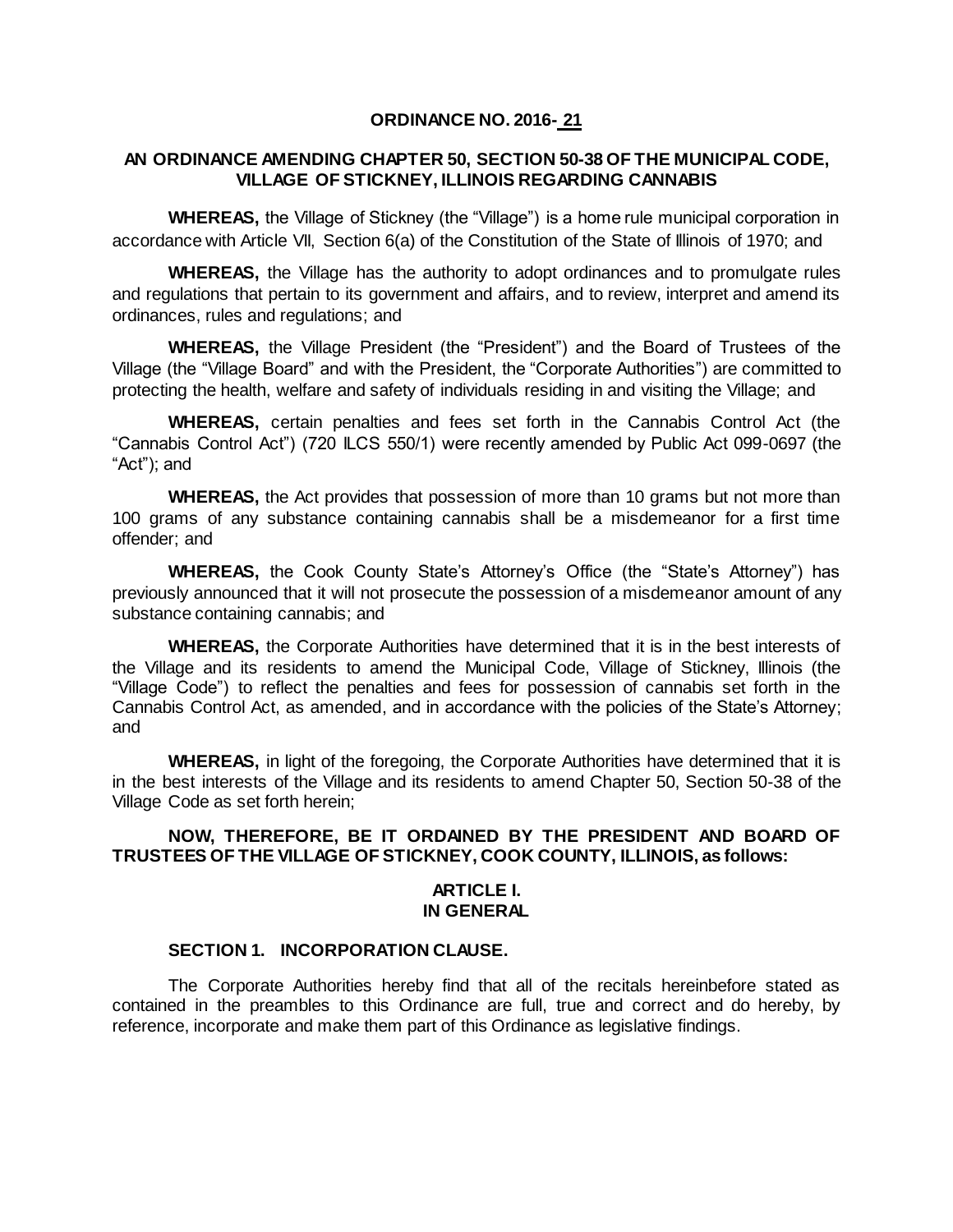**ORDINANCE NO. 2016- 21**

**AN ORDINANCE AMENDING CHAPTER 50, SECTION 50-38 OF THE MUNICIPAL CODE, VILLAGE OF STICKNEY, ILLINOIS REGARDING CANNABIS**

**WHEREAS,** the Village of Stickney (the "Village") is a home rule municipal corporation in accordance with Article VII, Section 6(a) of the Constitution of the State of Illinois of 1970; and

**WHEREAS,** the Village has the authority to adopt ordinances and to promulgate rules and regulations that pertain to its government and affairs, and to review, interpret and amend its ordinances, rules and regulations; and

**WHEREAS,** the Village President (the "President") and the Board of Trustees of the Village (the "Village Board" and with the President, the "Corporate Authorities") are committed to protecting the health, welfare and safety of individuals residing in and visiting the Village; and

**WHEREAS,** certain penalties and fees set forth in the Cannabis Control Act (the "Cannabis Control Act") (720 ILCS 550/1) were recently amended by Public Act 099-0697 (the "Act"); and

**WHEREAS,** the Act provides that possession of more than 10 grams but not more than 100 grams of any substance containing cannabis shall be a misdemeanor for a first time offender; and

**WHEREAS,** the Cook County State's Attorney's Office (the "State's Attorney") has previously announced that it will not prosecute the possession of a misdemeanor amount of any substance containing cannabis; and

**WHEREAS,** the Corporate Authorities have determined that it is in the best interests of the Village and its residents to amend the Municipal Code, Village of Stickney, Illinois (the "Village Code") to reflect the penalties and fees for possession of cannabis set forth in the Cannabis Control Act, as amended, and in accordance with the policies of the State's Attorney; and

**WHEREAS,** in light of the foregoing, the Corporate Authorities have determined that it is in the best interests of the Village and its residents to amend Chapter 50, Section 50-38 of the Village Code as set forth herein;

**NOW, THEREFORE, BE IT ORDAINED BY THE PRESIDENT AND BOARD OF TRUSTEES OF THE VILLAGE OF STICKNEY, COOK COUNTY, ILLINOIS, as follows:**

**ARTICLE I.
IN GENERAL**

**SECTION 1. INCORPORATION CLAUSE.**

The Corporate Authorities hereby find that all of the recitals hereinbefore stated as contained in the preambles to this Ordinance are full, true and correct and do hereby, by reference, incorporate and make them part of this Ordinance as legislative findings.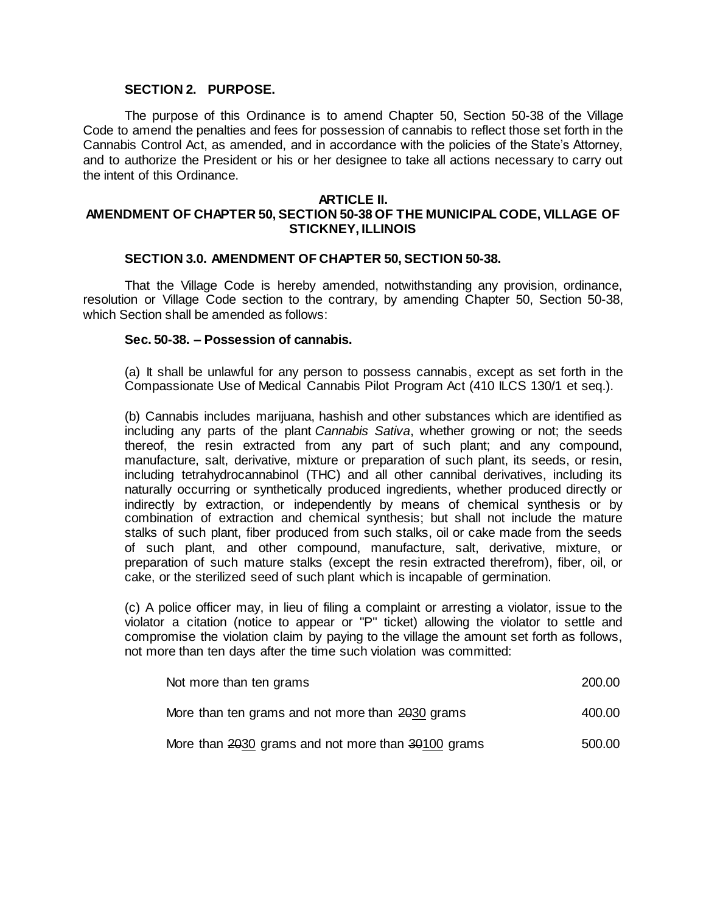**SECTION 2. PURPOSE.**

The purpose of this Ordinance is to amend Chapter 50, Section 50-38 of the Village Code to amend the penalties and fees for possession of cannabis to reflect those set forth in the Cannabis Control Act, as amended, and in accordance with the policies of the State's Attorney, and to authorize the President or his or her designee to take all actions necessary to carry out the intent of this Ordinance.

## ARTICLE II.
## AMENDMENT OF CHAPTER 50, SECTION 50-38 OF THE MUNICIPAL CODE, VILLAGE OF STICKNEY, ILLINOIS

**SECTION 3.0. AMENDMENT OF CHAPTER 50, SECTION 50-38.**

That the Village Code is hereby amended, notwithstanding any provision, ordinance, resolution or Village Code section to the contrary, by amending Chapter 50, Section 50-38, which Section shall be amended as follows:

**Sec. 50-38. – Possession of cannabis.**

(a) It shall be unlawful for any person to possess cannabis, except as set forth in the Compassionate Use of Medical Cannabis Pilot Program Act (410 ILCS 130/1 et seq.).

(b) Cannabis includes marijuana, hashish and other substances which are identified as including any parts of the plant *Cannabis Sativa*, whether growing or not; the seeds thereof, the resin extracted from any part of such plant; and any compound, manufacture, salt, derivative, mixture or preparation of such plant, its seeds, or resin, including tetrahydrocannabinol (THC) and all other cannibal derivatives, including its naturally occurring or synthetically produced ingredients, whether produced directly or indirectly by extraction, or independently by means of chemical synthesis or by combination of extraction and chemical synthesis; but shall not include the mature stalks of such plant, fiber produced from such stalks, oil or cake made from the seeds of such plant, and other compound, manufacture, salt, derivative, mixture, or preparation of such mature stalks (except the resin extracted therefrom), fiber, oil, or cake, or the sterilized seed of such plant which is incapable of germination.

(c) A police officer may, in lieu of filing a complaint or arresting a violator, issue to the violator a citation (notice to appear or "P" ticket) allowing the violator to settle and compromise the violation claim by paying to the village the amount set forth as follows, not more than ten days after the time such violation was committed:

| | |
|---|---|
| Not more than ten grams | 200.00 |
| More than ten grams and not more than ~~20~~<u>30</u> grams | 400.00 |
| More than ~~20~~<u>30</u> grams and not more than ~~30~~<u>100</u> grams | 500.00 |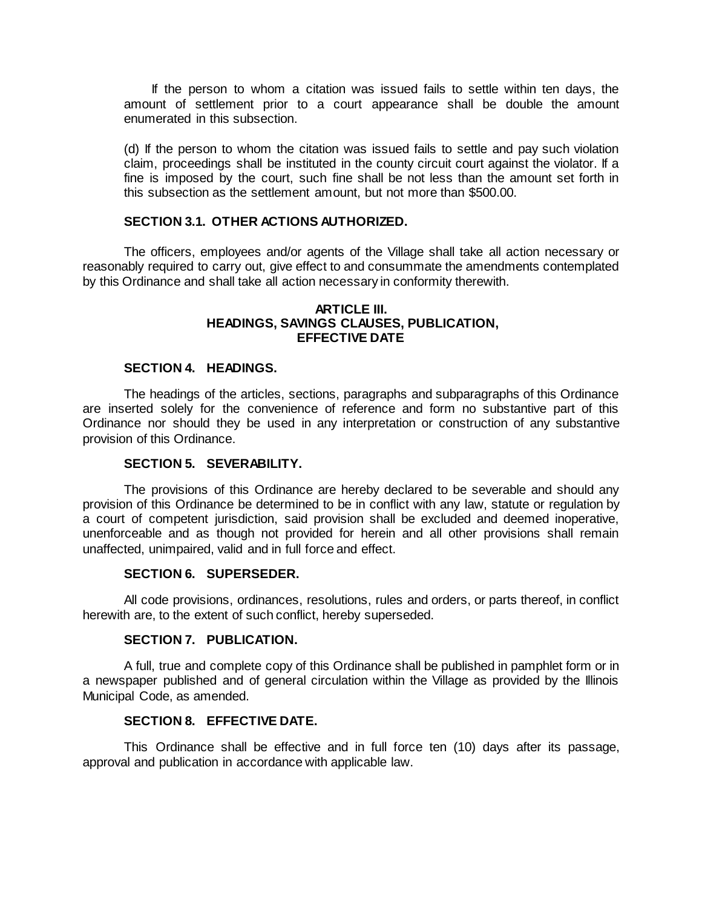If the person to whom a citation was issued fails to settle within ten days, the amount of settlement prior to a court appearance shall be double the amount enumerated in this subsection.

(d) If the person to whom the citation was issued fails to settle and pay such violation claim, proceedings shall be instituted in the county circuit court against the violator. If a fine is imposed by the court, such fine shall be not less than the amount set forth in this subsection as the settlement amount, but not more than $500.00.

**SECTION 3.1. OTHER ACTIONS AUTHORIZED.**

The officers, employees and/or agents of the Village shall take all action necessary or reasonably required to carry out, give effect to and consummate the amendments contemplated by this Ordinance and shall take all action necessary in conformity therewith.

## ARTICLE III.
## HEADINGS, SAVINGS CLAUSES, PUBLICATION, EFFECTIVE DATE

**SECTION 4. HEADINGS.**

The headings of the articles, sections, paragraphs and subparagraphs of this Ordinance are inserted solely for the convenience of reference and form no substantive part of this Ordinance nor should they be used in any interpretation or construction of any substantive provision of this Ordinance.

**SECTION 5. SEVERABILITY.**

The provisions of this Ordinance are hereby declared to be severable and should any provision of this Ordinance be determined to be in conflict with any law, statute or regulation by a court of competent jurisdiction, said provision shall be excluded and deemed inoperative, unenforceable and as though not provided for herein and all other provisions shall remain unaffected, unimpaired, valid and in full force and effect.

**SECTION 6. SUPERSEDER.**

All code provisions, ordinances, resolutions, rules and orders, or parts thereof, in conflict herewith are, to the extent of such conflict, hereby superseded.

**SECTION 7. PUBLICATION.**

A full, true and complete copy of this Ordinance shall be published in pamphlet form or in a newspaper published and of general circulation within the Village as provided by the Illinois Municipal Code, as amended.

**SECTION 8. EFFECTIVE DATE.**

This Ordinance shall be effective and in full force ten (10) days after its passage, approval and publication in accordance with applicable law.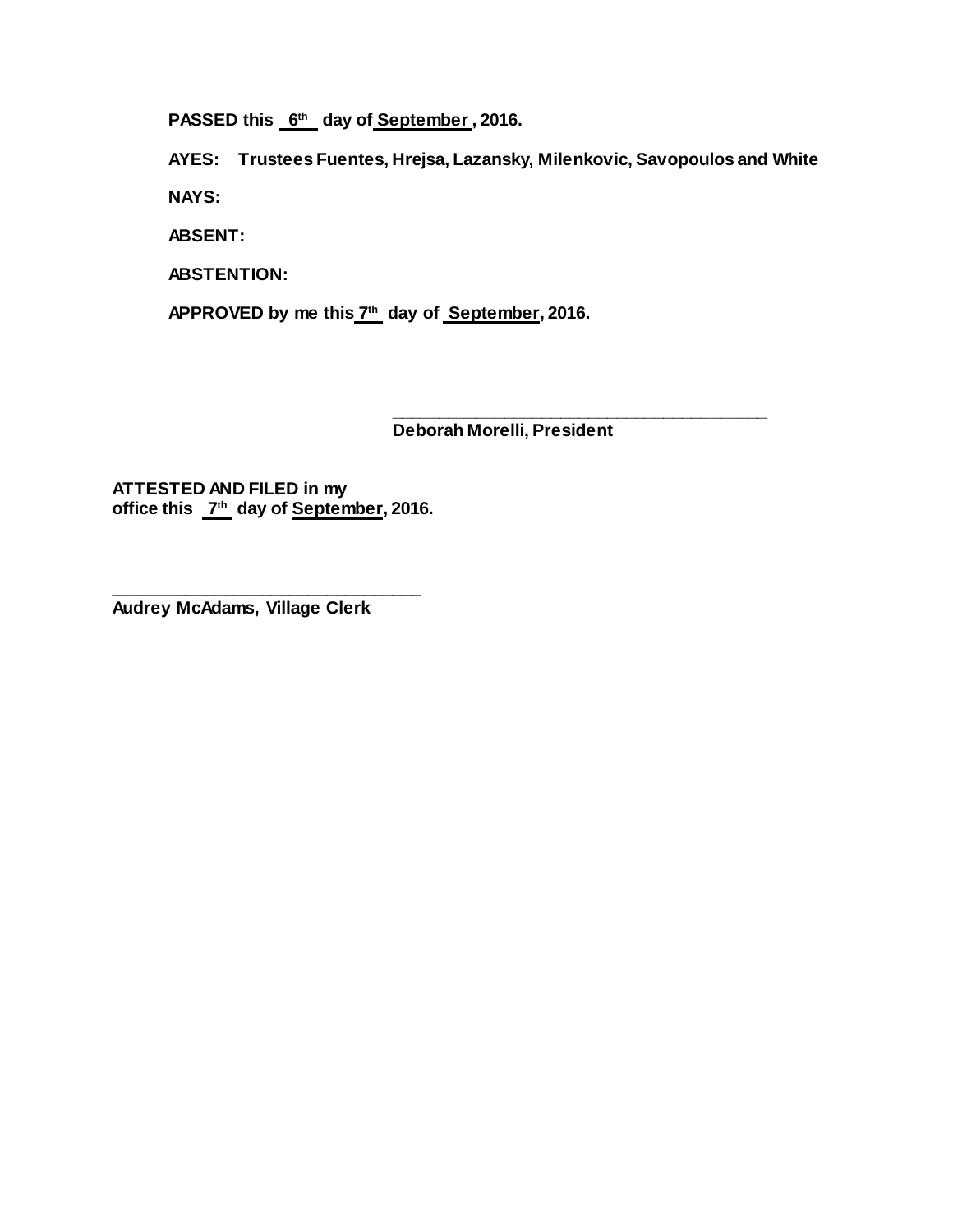**PASSED this 6th day of September, 2016.**

**AYES: Trustees Fuentes, Hrejsa, Lazansky, Milenkovic, Savopoulos and White**

**NAYS:**

**ABSENT:**

**ABSTENTION:**

**APPROVED by me this 7th day of September, 2016.**

\_\_\_\_\_\_\_\_\_\_\_\_\_\_\_\_\_\_\_\_\_\_\_\_\_\_\_\_\_\_\_\_\_\_\_\_\_\_\_\_\_\_
**Deborah Morelli, President**

**ATTESTED AND FILED in my**
**office this 7th day of September, 2016.**

\_\_\_\_\_\_\_\_\_\_\_\_\_\_\_\_\_\_\_\_\_\_\_\_\_\_\_\_\_\_\_\_\_\_
**Audrey McAdams, Village Clerk**